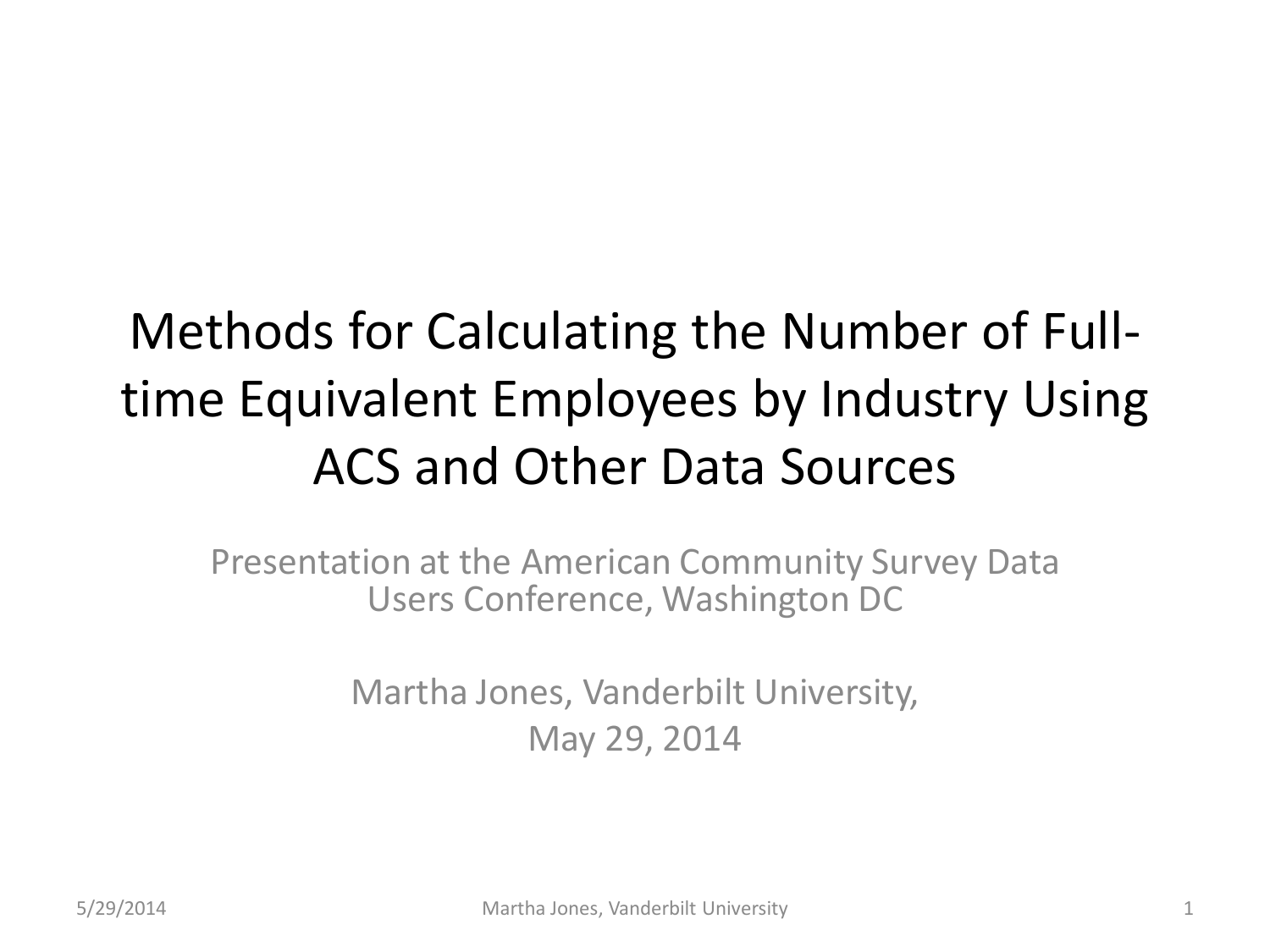# Methods for Calculating the Number of Full-time Equivalent Employees by Industry Using ACS and Other Data Sources

Presentation at the American Community Survey Data Users Conference, Washington DC

Martha Jones, Vanderbilt University,
May 29, 2014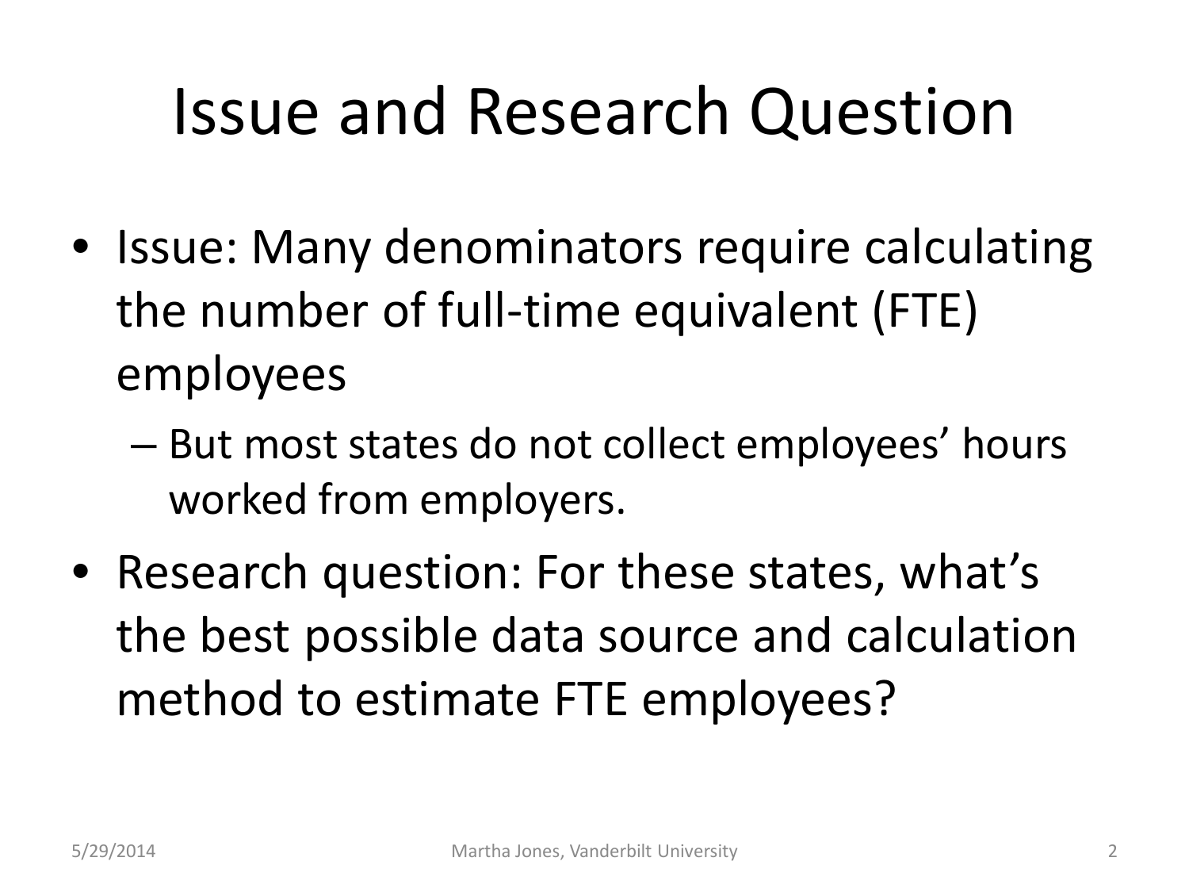# Issue and Research Question

- Issue: Many denominators require calculating the number of full-time equivalent (FTE) employees
  - But most states do not collect employees' hours worked from employers.
- Research question: For these states, what's the best possible data source and calculation method to estimate FTE employees?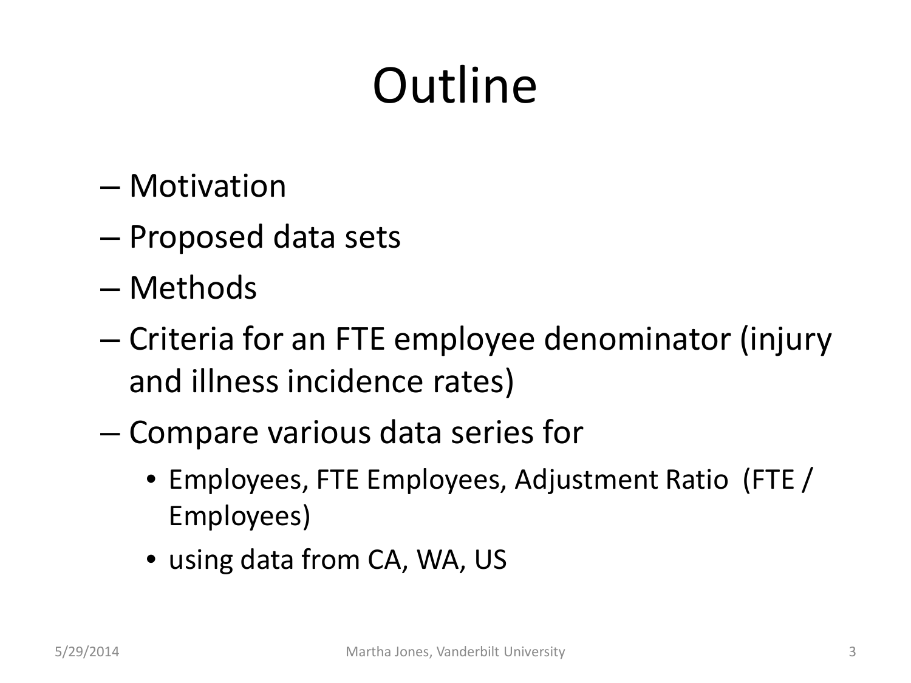# Outline

- Motivation
- Proposed data sets
- Methods
- Criteria for an FTE employee denominator (injury and illness incidence rates)
- Compare various data series for
  - Employees, FTE Employees, Adjustment Ratio (FTE / Employees)
  - using data from CA, WA, US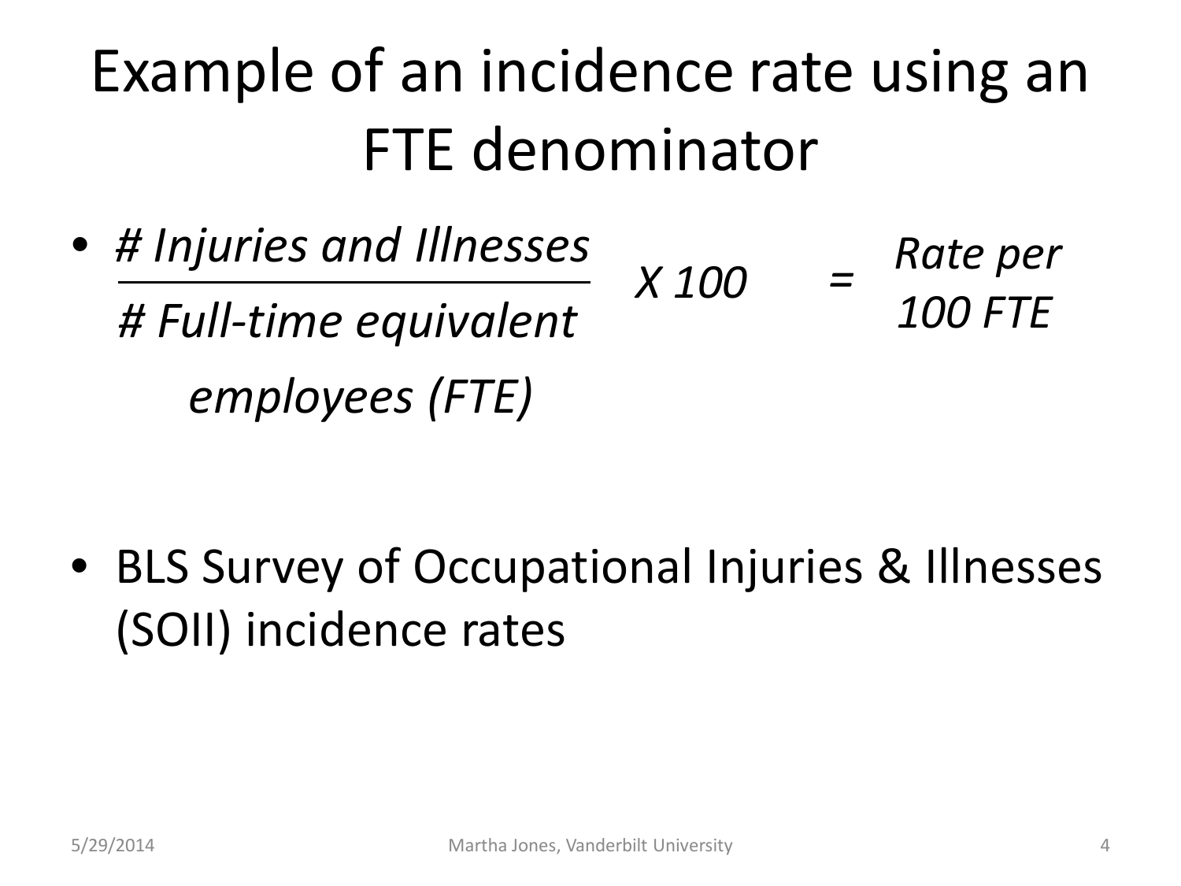# Example of an incidence rate using an FTE denominator

- $$\frac{\textit{\# Injuries and Illnesses}}{\textit{\# Full-time equivalent employees (FTE)}} \times 100 = \textit{Rate per 100 FTE}$$

- BLS Survey of Occupational Injuries & Illnesses (SOII) incidence rates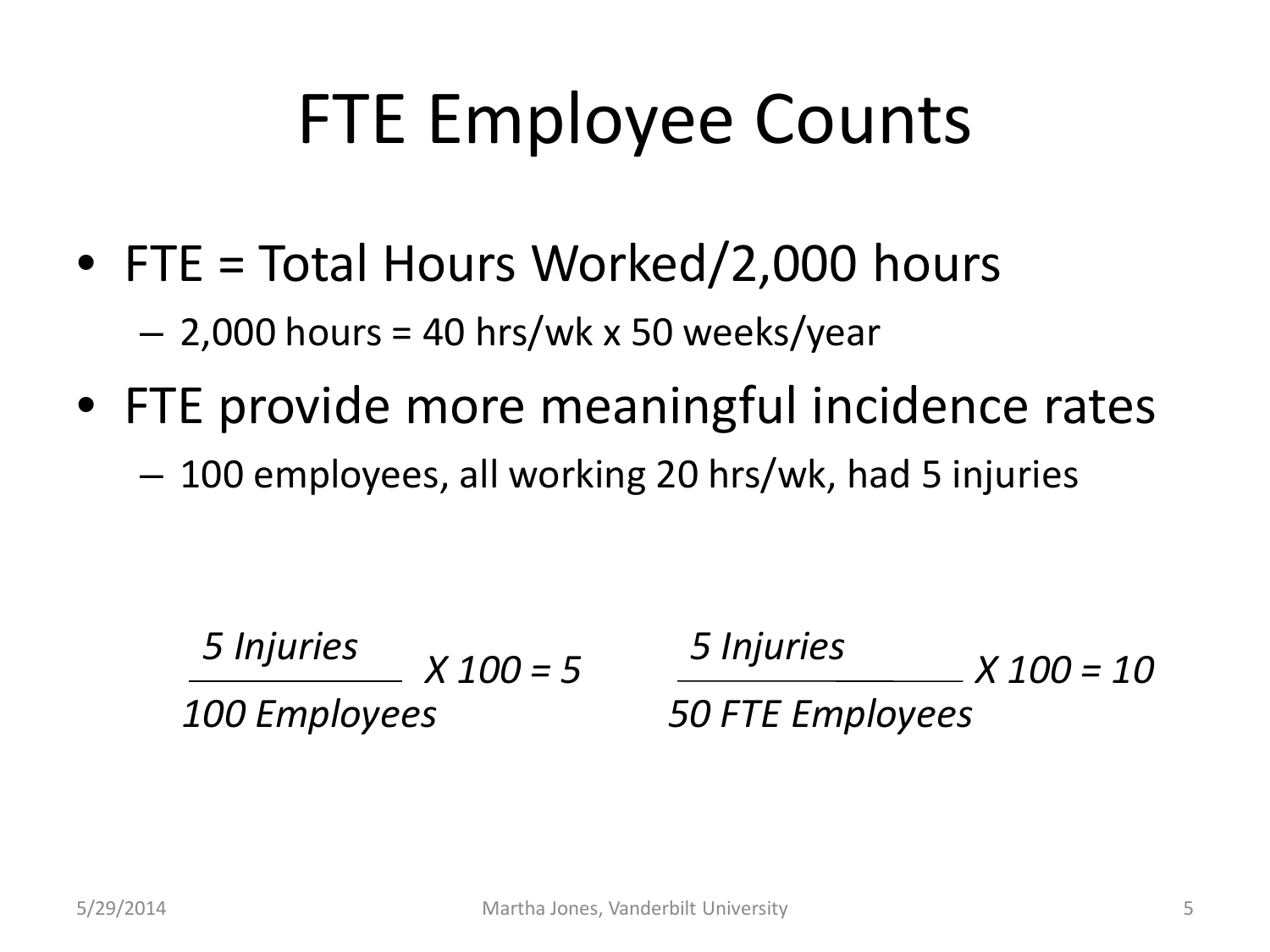# FTE Employee Counts

- FTE = Total Hours Worked/2,000 hours
  - 2,000 hours = 40 hrs/wk x 50 weeks/year
- FTE provide more meaningful incidence rates
  - 100 employees, all working 20 hrs/wk, had 5 injuries

$$\frac{\textit{5 Injuries}}{\textit{100 Employees}} \times 100 = 5 \qquad \frac{\textit{5 Injuries}}{\textit{50 FTE Employees}} \times 100 = 10$$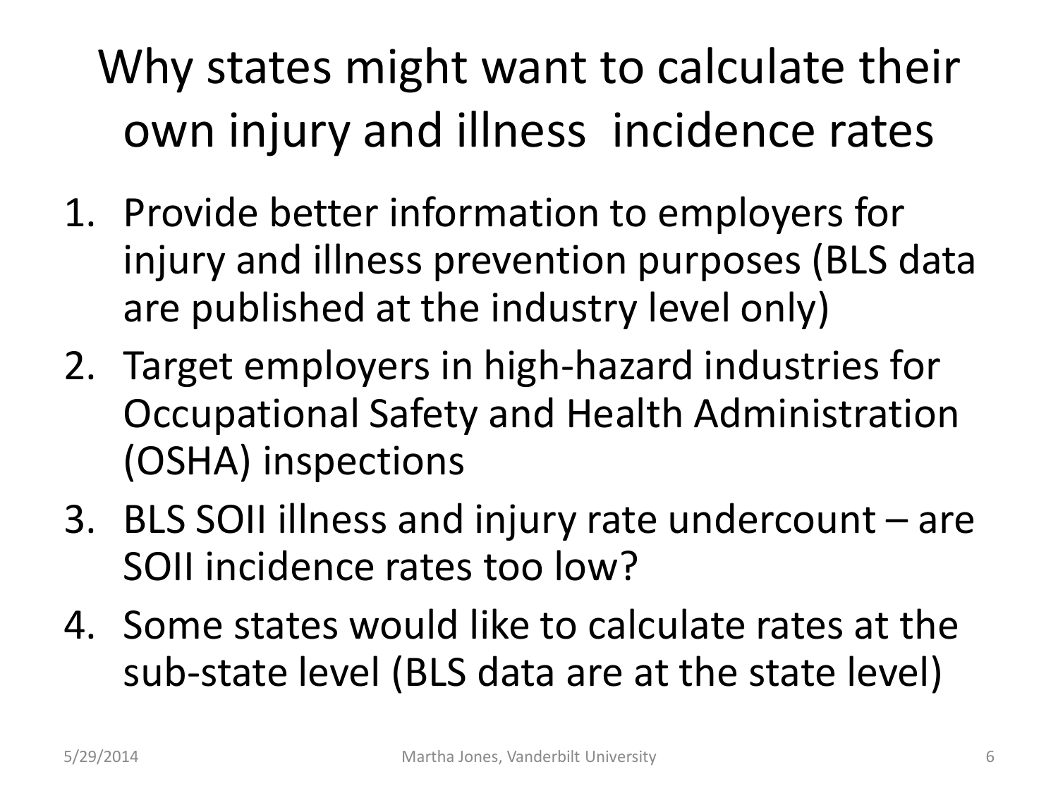# Why states might want to calculate their own injury and illness incidence rates

1. Provide better information to employers for injury and illness prevention purposes (BLS data are published at the industry level only)
2. Target employers in high-hazard industries for Occupational Safety and Health Administration (OSHA) inspections
3. BLS SOII illness and injury rate undercount – are SOII incidence rates too low?
4. Some states would like to calculate rates at the sub-state level (BLS data are at the state level)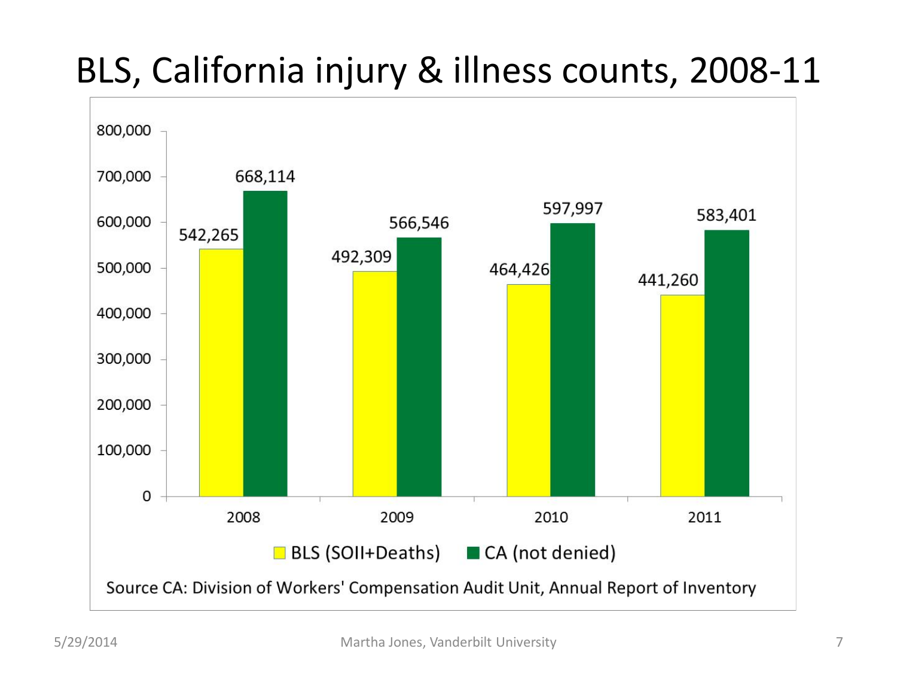# BLS, California injury & illness counts, 2008-11

| Year | BLS (SOII+Deaths) | CA (not denied) |
|---|---|---|
| 2008 | 542,265 | 668,114 |
| 2009 | 492,309 | 566,546 |
| 2010 | 464,426 | 597,997 |
| 2011 | 441,260 | 583,401 |

Source CA: Division of Workers' Compensation Audit Unit, Annual Report of Inventory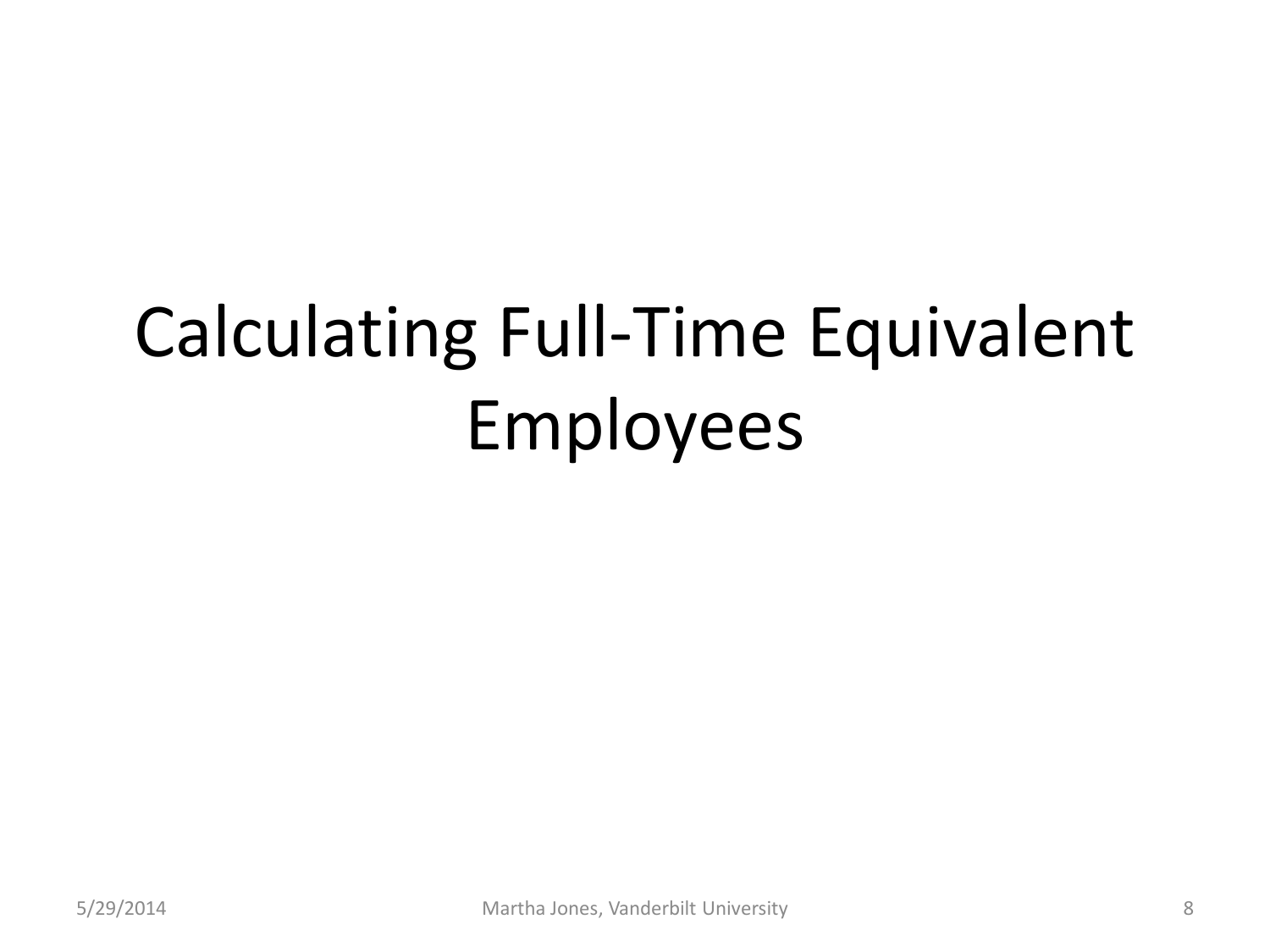# Calculating Full-Time Equivalent Employees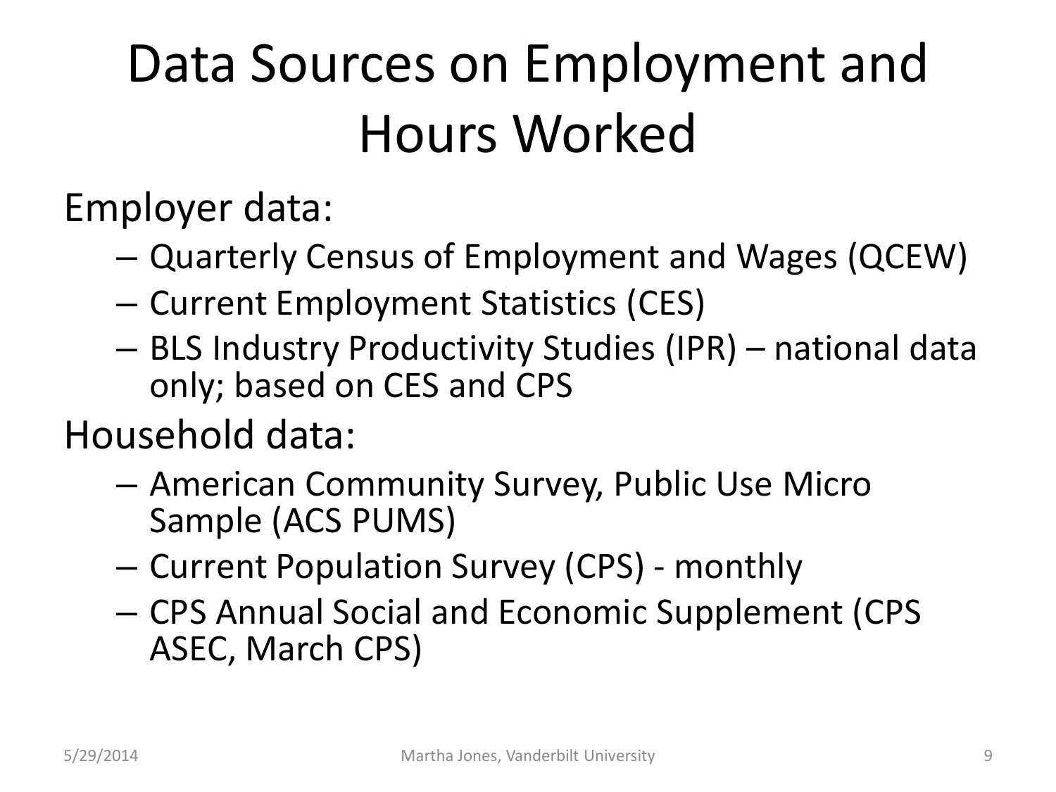# Data Sources on Employment and Hours Worked

Employer data:

- Quarterly Census of Employment and Wages (QCEW)
- Current Employment Statistics (CES)
- BLS Industry Productivity Studies (IPR) – national data only; based on CES and CPS

Household data:

- American Community Survey, Public Use Micro Sample (ACS PUMS)
- Current Population Survey (CPS) - monthly
- CPS Annual Social and Economic Supplement (CPS ASEC, March CPS)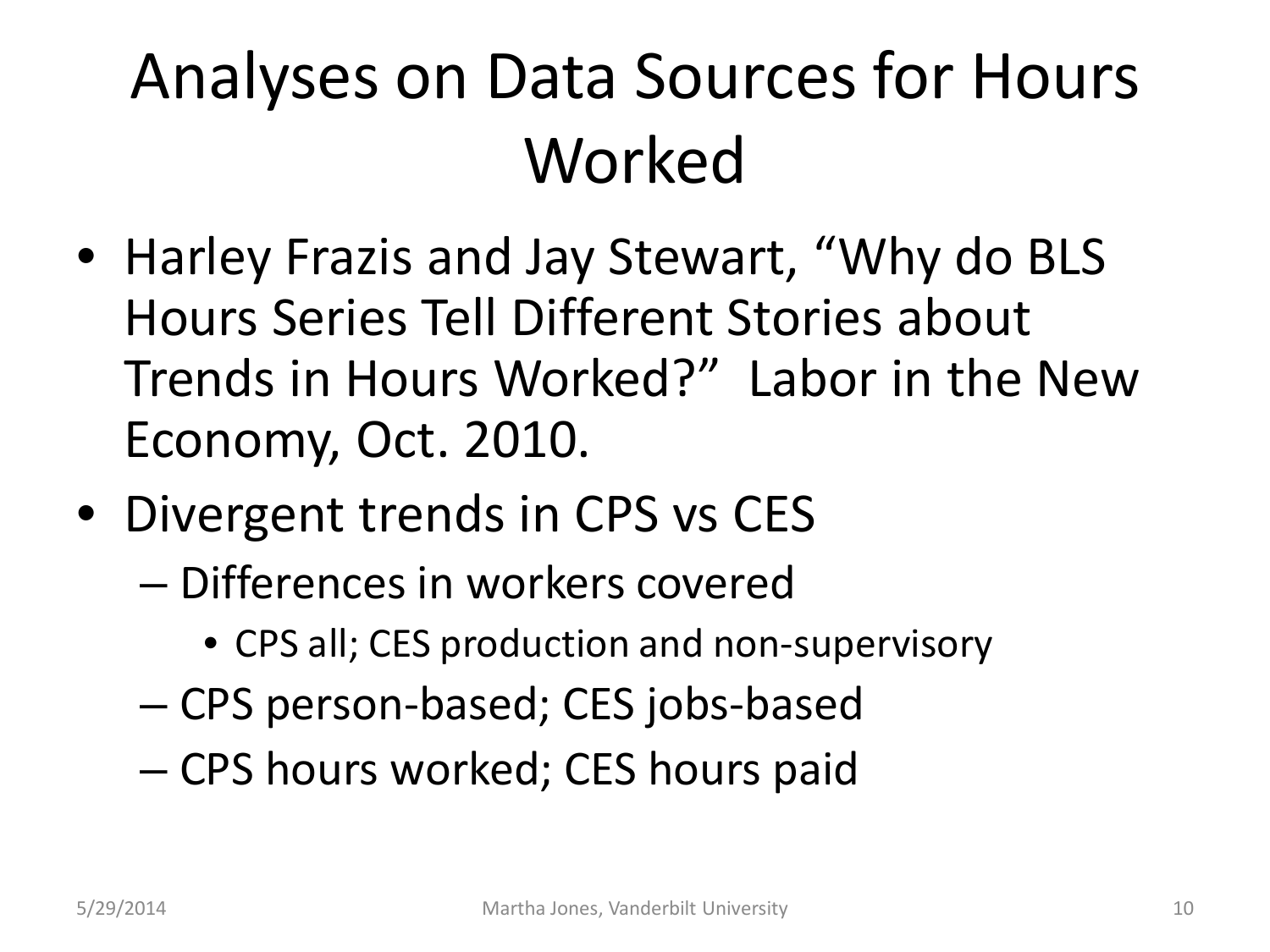# Analyses on Data Sources for Hours Worked

- Harley Frazis and Jay Stewart, "Why do BLS Hours Series Tell Different Stories about Trends in Hours Worked?" Labor in the New Economy, Oct. 2010.
- Divergent trends in CPS vs CES
  - Differences in workers covered
    - CPS all; CES production and non-supervisory
  - CPS person-based; CES jobs-based
  - CPS hours worked; CES hours paid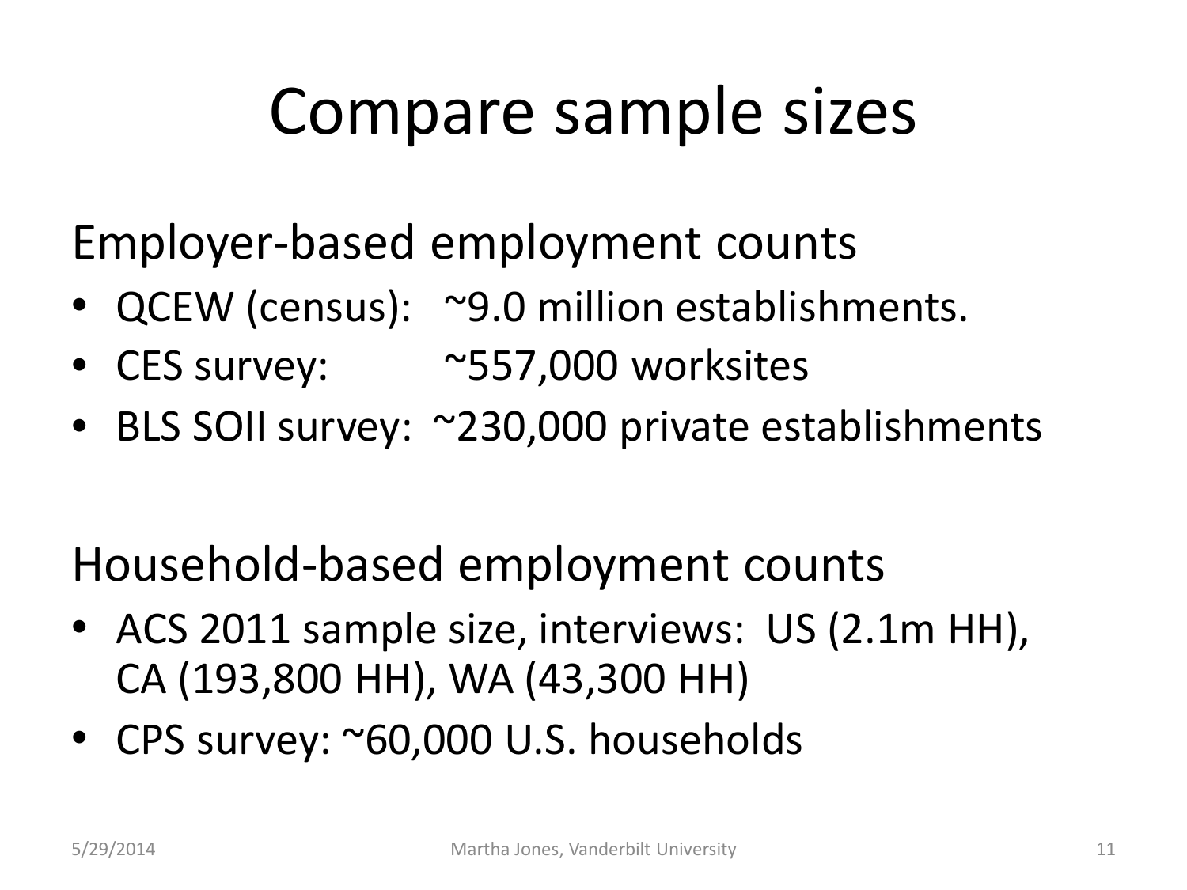# Compare sample sizes

## Employer-based employment counts

- QCEW (census): ~9.0 million establishments.
- CES survey: ~557,000 worksites
- BLS SOII survey: ~230,000 private establishments

## Household-based employment counts

- ACS 2011 sample size, interviews: US (2.1m HH), CA (193,800 HH), WA (43,300 HH)
- CPS survey: ~60,000 U.S. households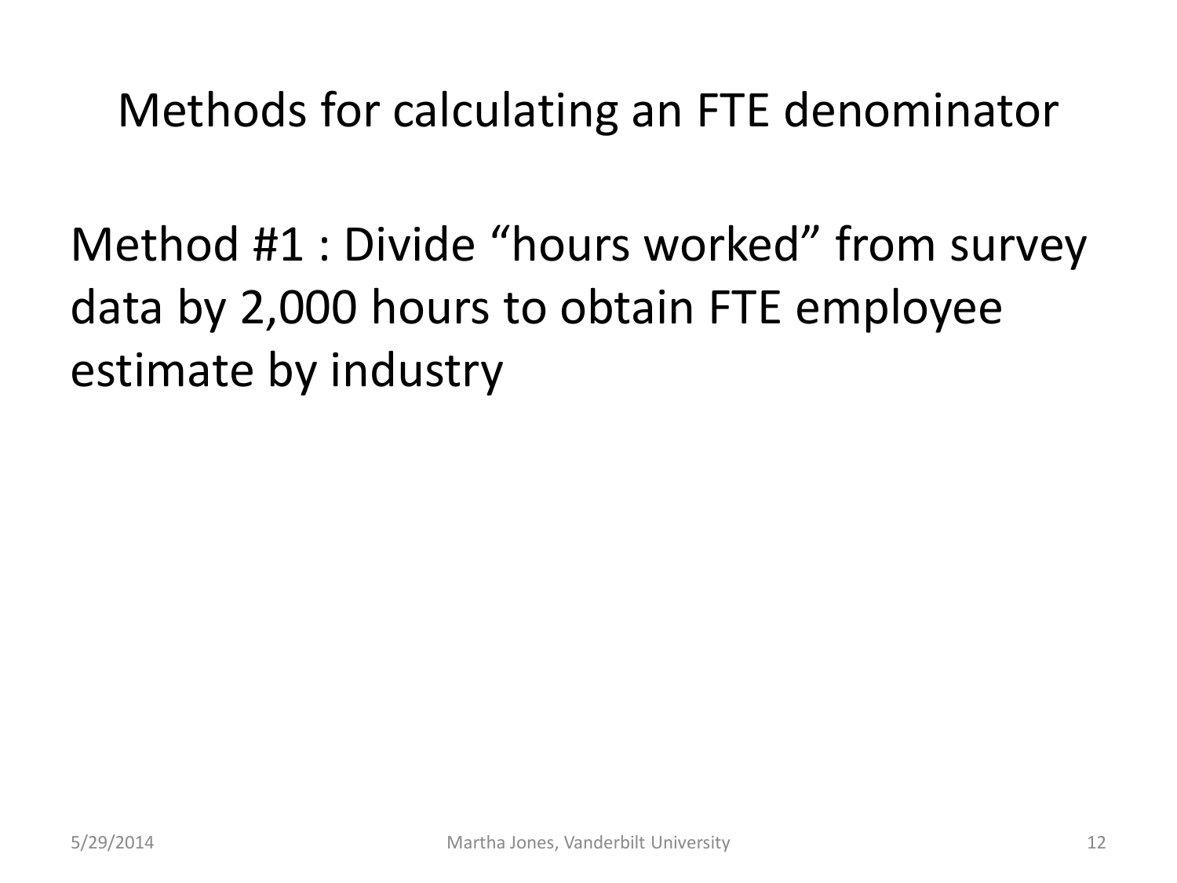# Methods for calculating an FTE denominator

Method #1 : Divide “hours worked” from survey data by 2,000 hours to obtain FTE employee estimate by industry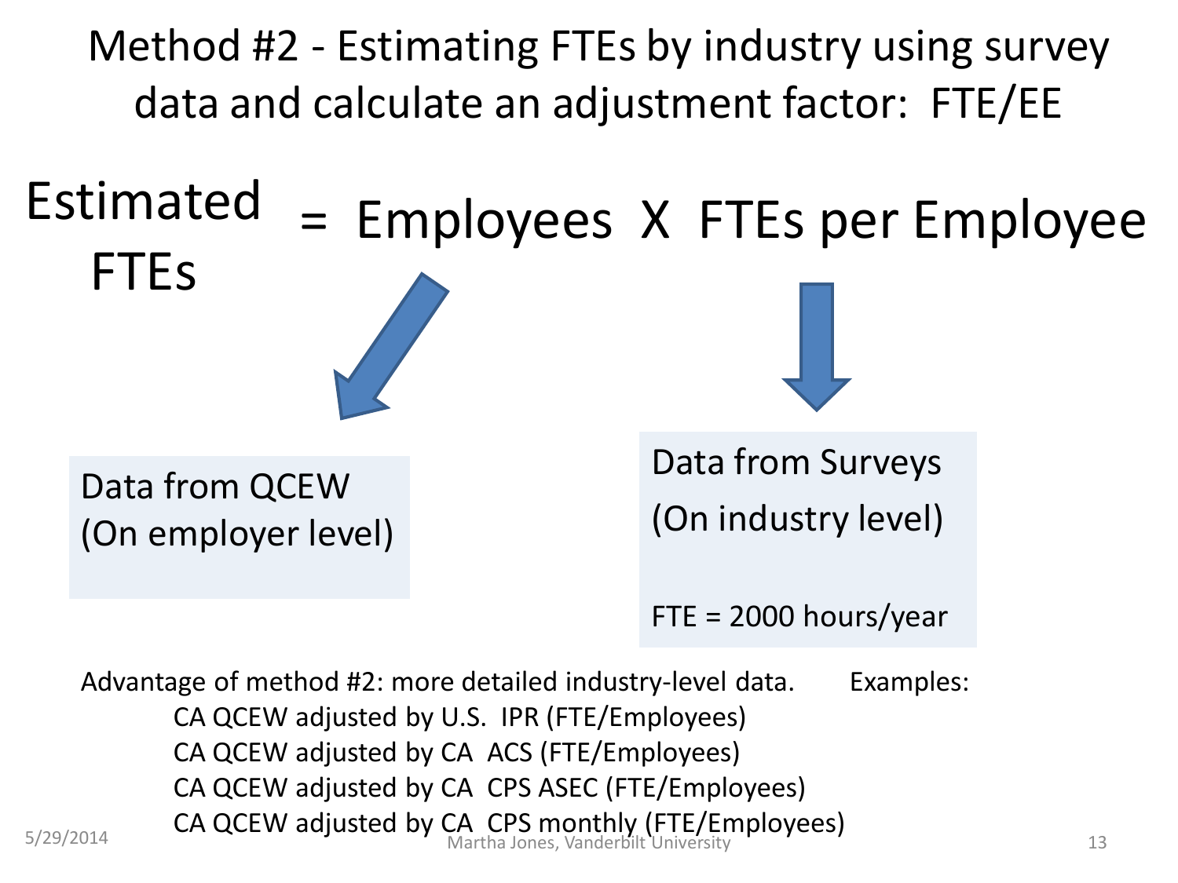# Method #2 - Estimating FTEs by industry using survey data and calculate an adjustment factor: FTE/EE

Estimated FTEs = Employees X FTEs per Employee

Data from QCEW
(On employer level)

Data from Surveys
(On industry level)

FTE = 2000 hours/year

Advantage of method #2: more detailed industry-level data. Examples:

- CA QCEW adjusted by U.S. IPR (FTE/Employees)
- CA QCEW adjusted by CA ACS (FTE/Employees)
- CA QCEW adjusted by CA CPS ASEC (FTE/Employees)
- CA QCEW adjusted by CA CPS monthly (FTE/Employees)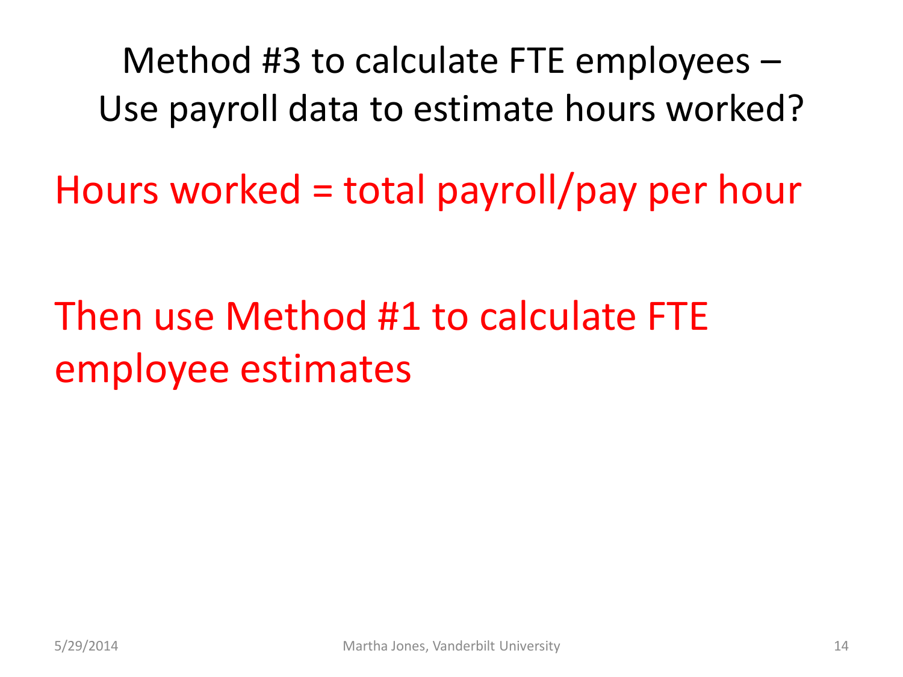# Method #3 to calculate FTE employees – Use payroll data to estimate hours worked?

Hours worked = total payroll/pay per hour

Then use Method #1 to calculate FTE employee estimates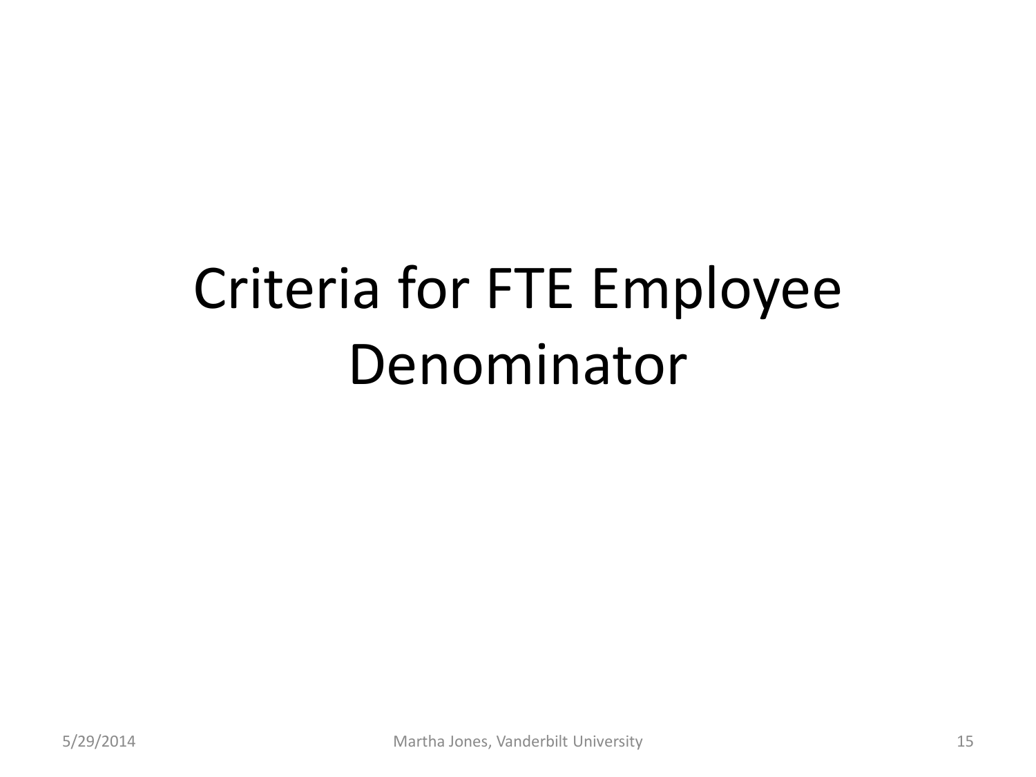# Criteria for FTE Employee Denominator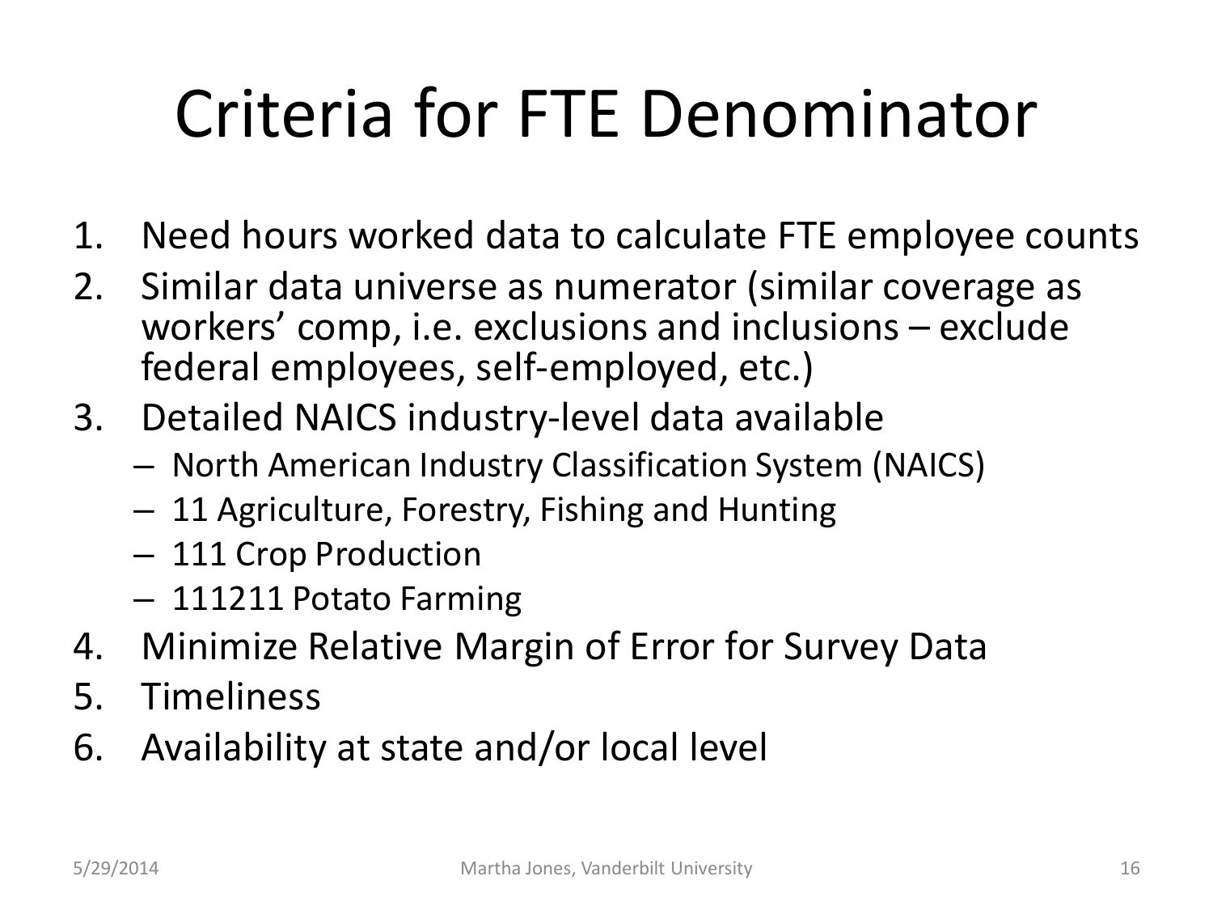# Criteria for FTE Denominator

1. Need hours worked data to calculate FTE employee counts
2. Similar data universe as numerator (similar coverage as workers' comp, i.e. exclusions and inclusions – exclude federal employees, self-employed, etc.)
3. Detailed NAICS industry-level data available
   - North American Industry Classification System (NAICS)
   - 11 Agriculture, Forestry, Fishing and Hunting
   - 111 Crop Production
   - 111211 Potato Farming
4. Minimize Relative Margin of Error for Survey Data
5. Timeliness
6. Availability at state and/or local level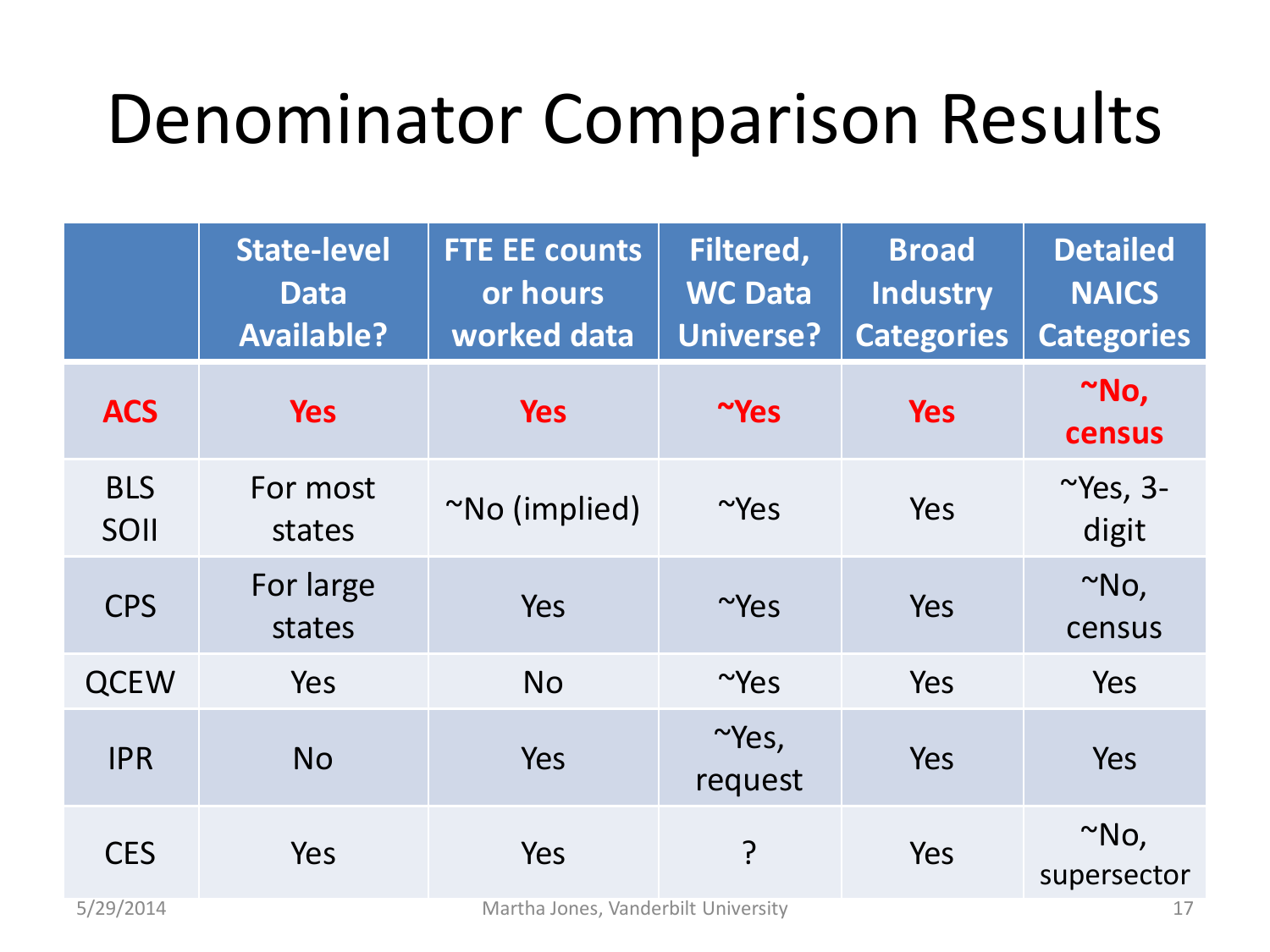# Denominator Comparison Results

| | State-level Data Available? | FTE EE counts or hours worked data | Filtered, WC Data Universe? | Broad Industry Categories | Detailed NAICS Categories |
|---|---|---|---|---|---|
| **ACS** | **Yes** | **Yes** | **~Yes** | **Yes** | **~No, census** |
| BLS SOII | For most states | ~No (implied) | ~Yes | Yes | ~Yes, 3-digit |
| CPS | For large states | Yes | ~Yes | Yes | ~No, census |
| QCEW | Yes | No | ~Yes | Yes | Yes |
| IPR | No | Yes | ~Yes, request | Yes | Yes |
| CES | Yes | Yes | ? | Yes | ~No, supersector |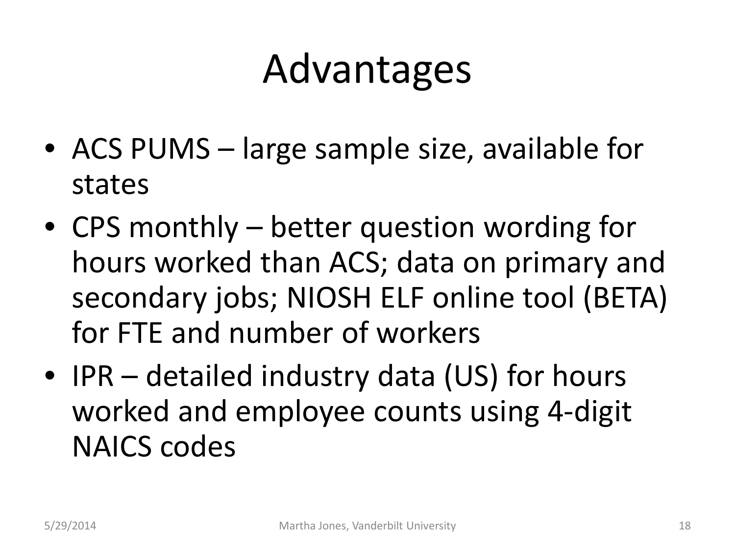# Advantages

- ACS PUMS – large sample size, available for states
- CPS monthly – better question wording for hours worked than ACS; data on primary and secondary jobs; NIOSH ELF online tool (BETA) for FTE and number of workers
- IPR – detailed industry data (US) for hours worked and employee counts using 4-digit NAICS codes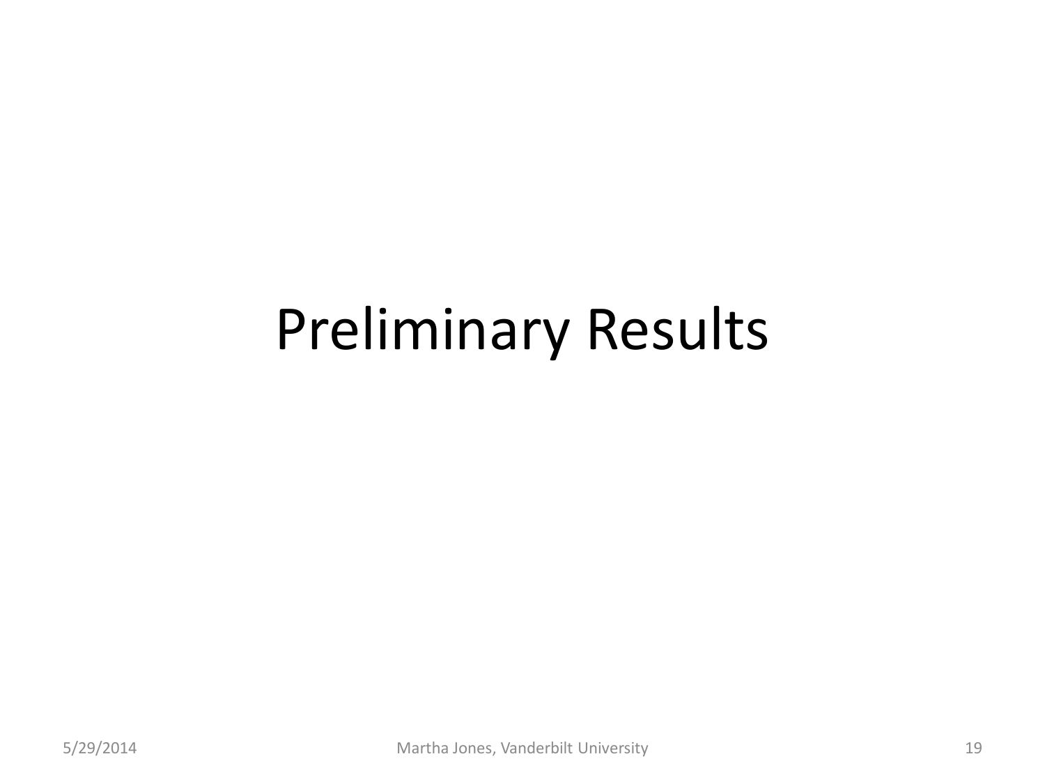# Preliminary Results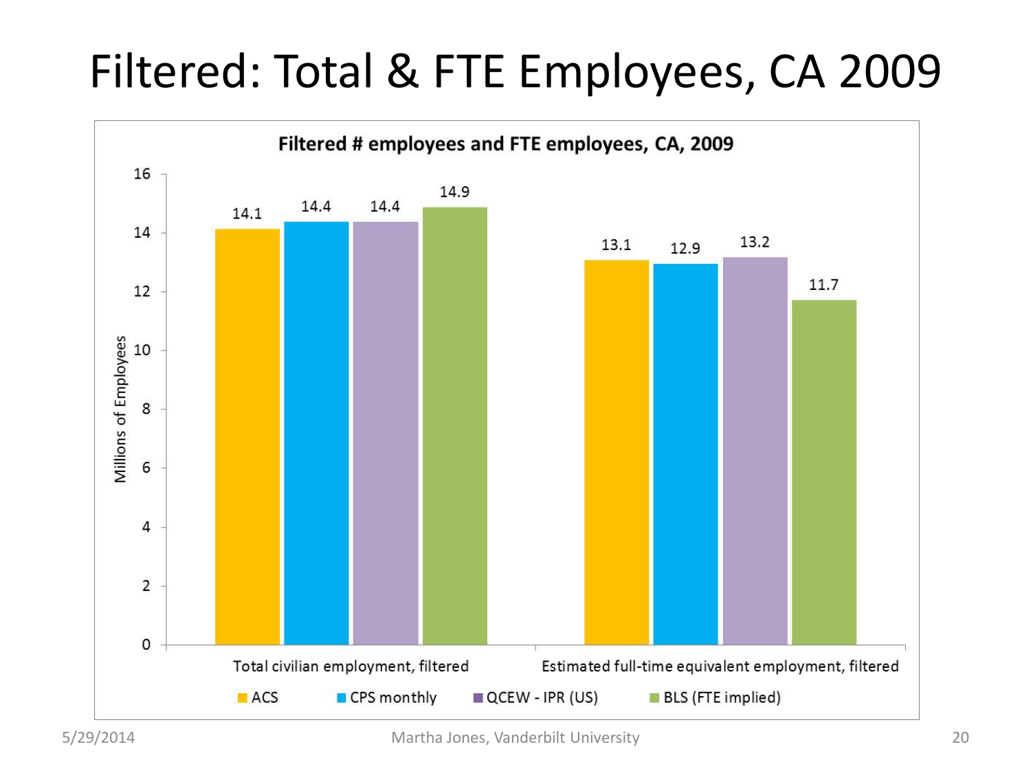# Filtered: Total & FTE Employees, CA 2009

**Filtered # employees and FTE employees, CA, 2009**

| | ACS | CPS monthly | QCEW - IPR (US) | BLS (FTE implied) |
|---|---|---|---|---|
| Total civilian employment, filtered | 14.1 | 14.4 | 14.4 | 14.9 |
| Estimated full-time equivalent employment, filtered | 13.1 | 12.9 | 13.2 | 11.7 |

Millions of Employees

Martha Jones, Vanderbilt University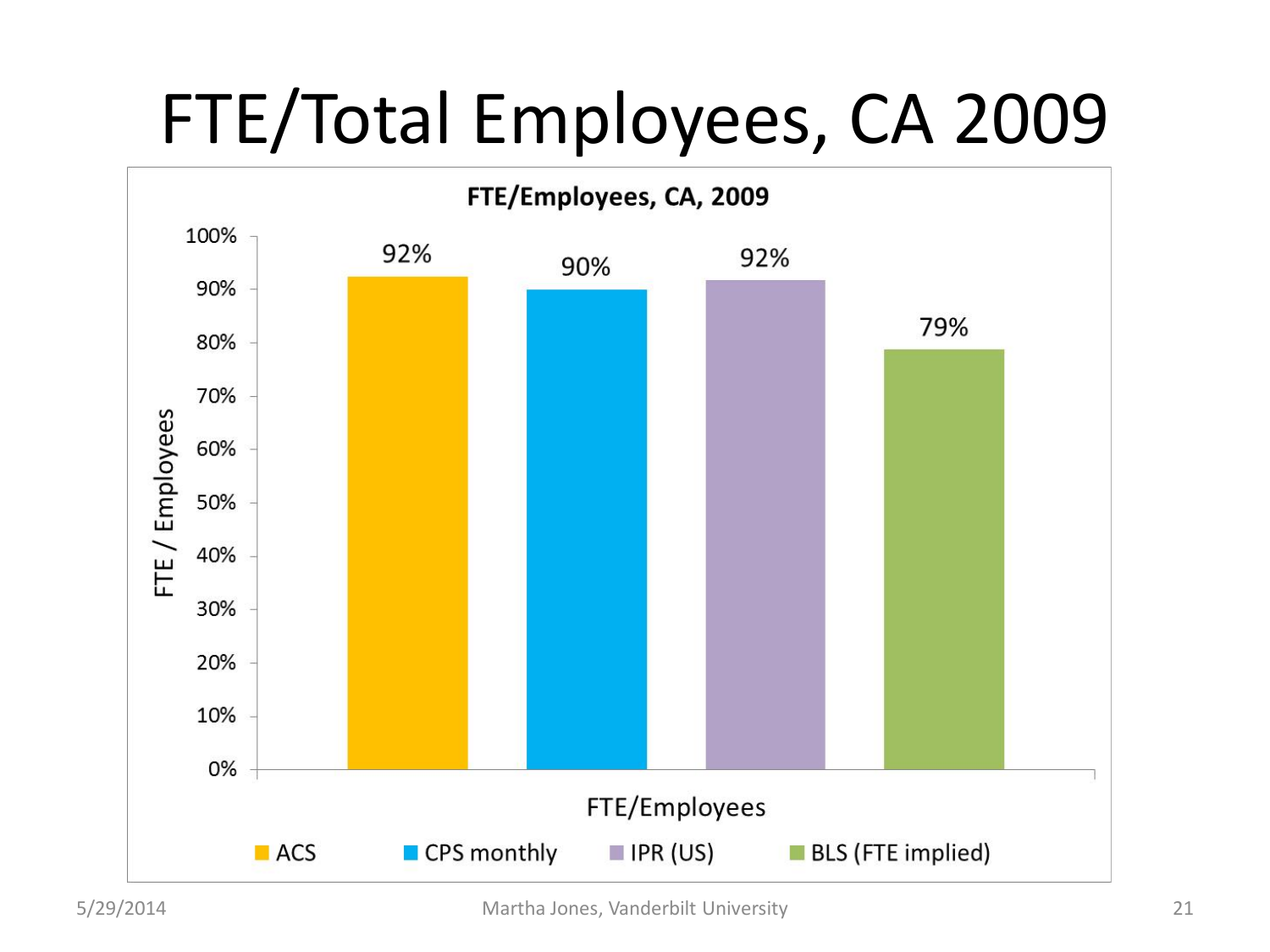# FTE/Total Employees, CA 2009

**FTE/Employees, CA, 2009**

| FTE/Employees | FTE / Employees |
|---|---|
| ACS | 92% |
| CPS monthly | 90% |
| IPR (US) | 92% |
| BLS (FTE implied) | 79% |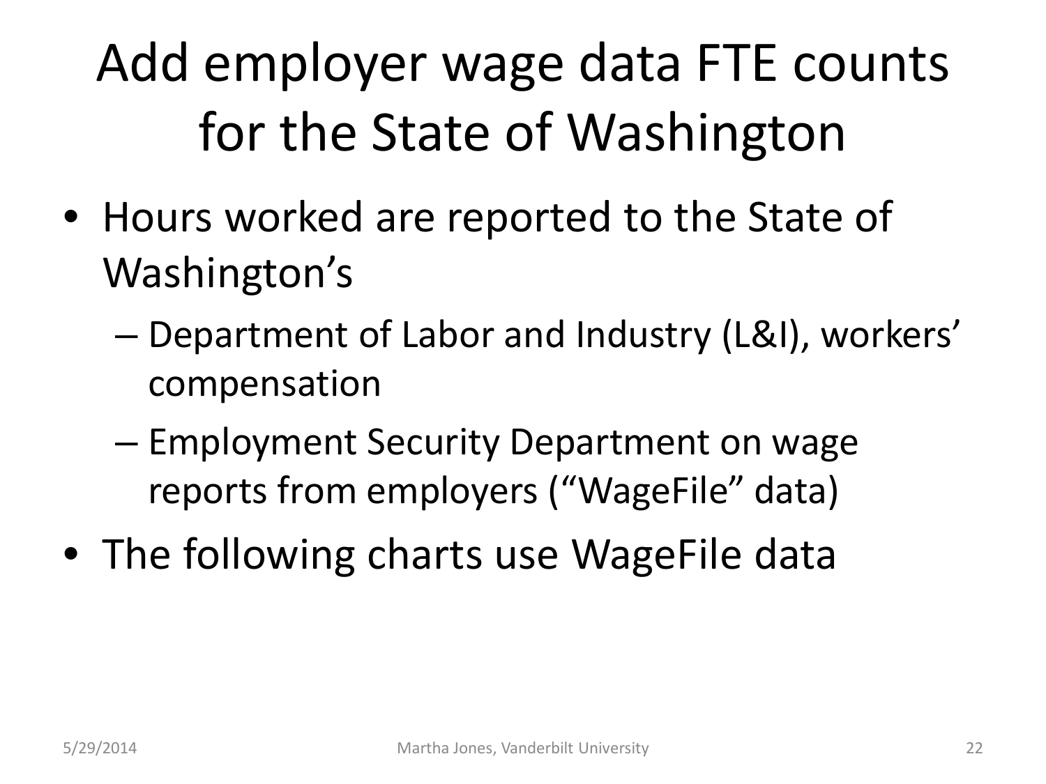# Add employer wage data FTE counts for the State of Washington

- Hours worked are reported to the State of Washington's
  - Department of Labor and Industry (L&I), workers' compensation
  - Employment Security Department on wage reports from employers ("WageFile" data)
- The following charts use WageFile data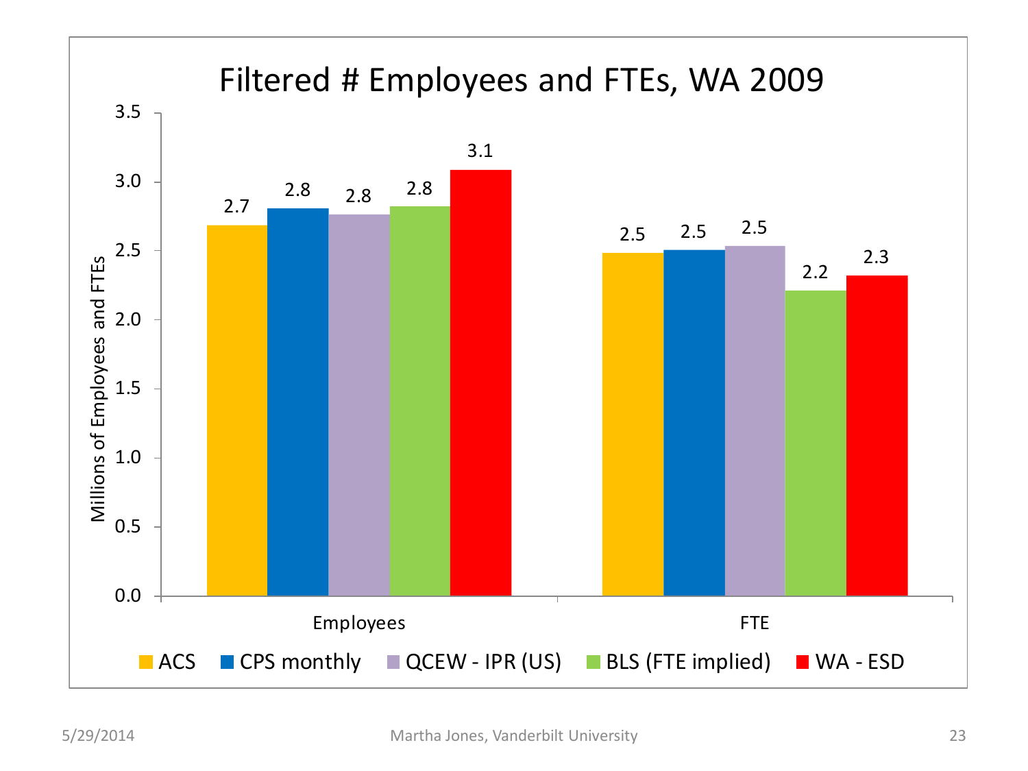# Filtered # Employees and FTEs, WA 2009

| | ACS | CPS monthly | QCEW - IPR (US) | BLS (FTE implied) | WA - ESD |
|---|---|---|---|---|---|
| Employees | 2.7 | 2.8 | 2.8 | 2.8 | 3.1 |
| FTE | 2.5 | 2.5 | 2.5 | 2.2 | 2.3 |

Millions of Employees and FTEs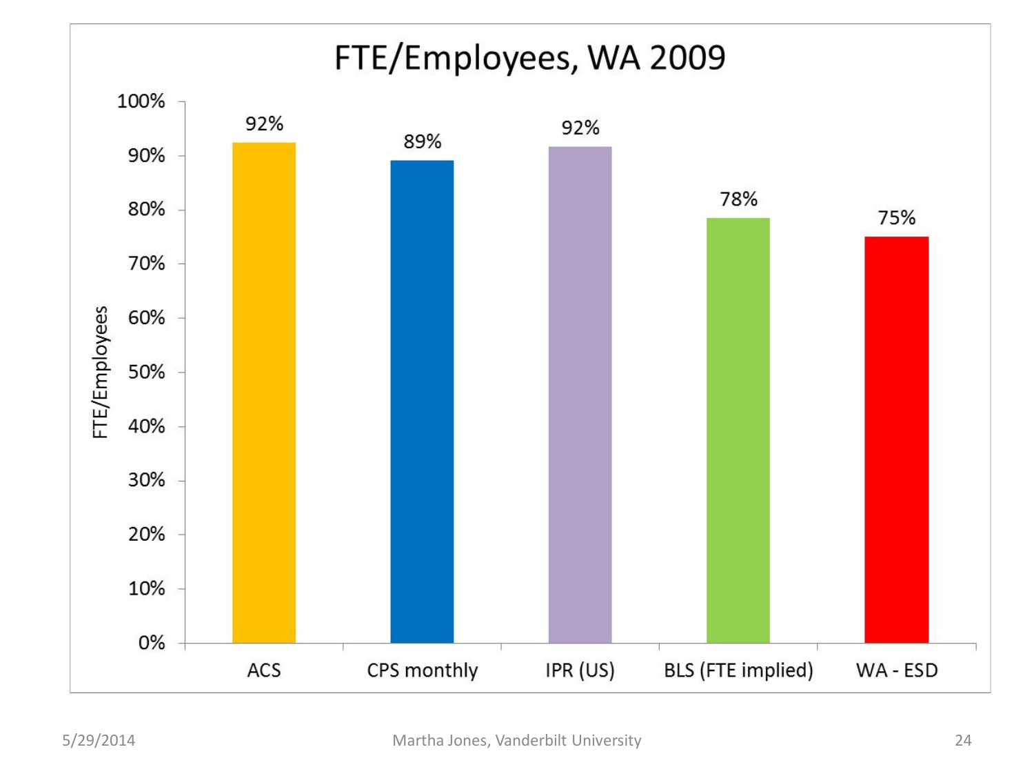# FTE/Employees, WA 2009

| | FTE/Employees |
|---|---|
| ACS | 92% |
| CPS monthly | 89% |
| IPR (US) | 92% |
| BLS (FTE implied) | 78% |
| WA - ESD | 75% |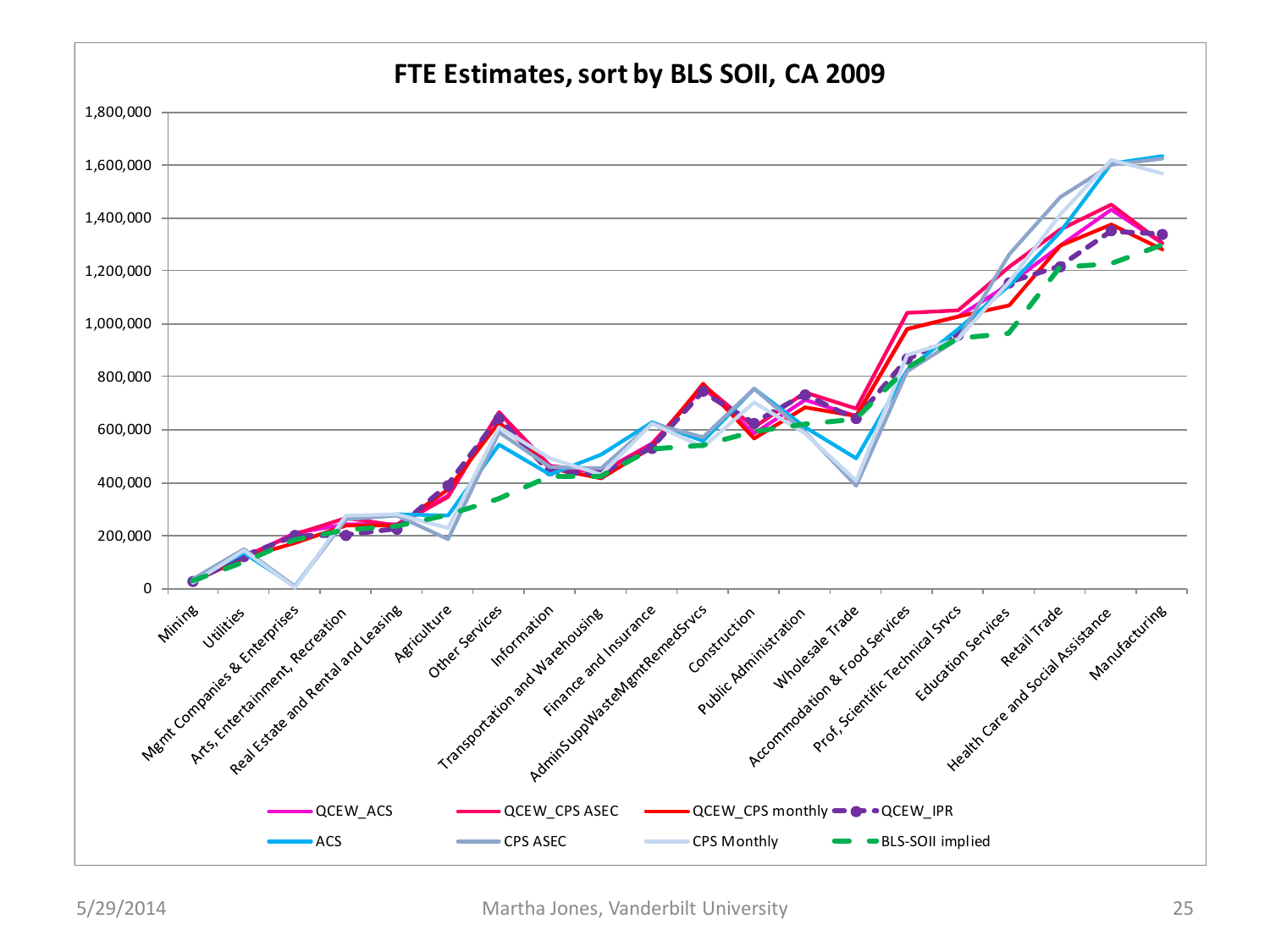# FTE Estimates, sort by BLS SOII, CA 2009

Y-axis: 0; 200,000; 400,000; 600,000; 800,000; 1,000,000; 1,200,000; 1,400,000; 1,600,000; 1,800,000

X-axis categories: Mining; Utilities; Mgmt Companies & Enterprises; Arts, Entertainment, Recreation; Real Estate and Rental and Leasing; Agriculture; Other Services; Information; Transportation and Warehousing; Finance and Insurance; AdminSuppWasteMgmtRemedSrvcs; Construction; Public Administration; Wholesale Trade; Accommodation & Food Services; Prof, Scientific Technical Srvcs; Education Services; Retail Trade; Health Care and Social Assistance; Manufacturing

Legend: QCEW_ACS; QCEW_CPS ASEC; QCEW_CPS monthly; QCEW_IPR; ACS; CPS ASEC; CPS Monthly; BLS-SOII implied

5/29/2014 Martha Jones, Vanderbilt University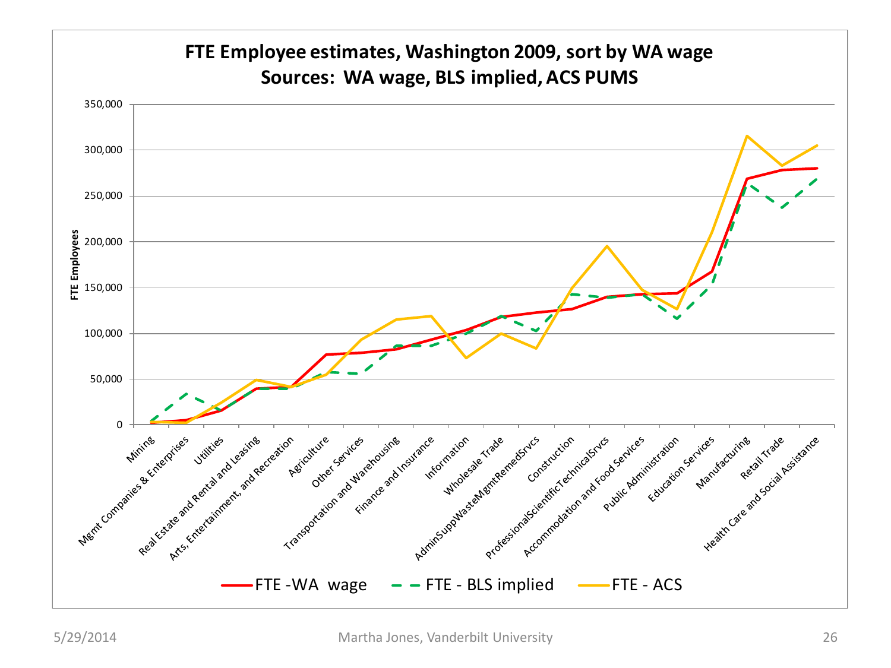# FTE Employee estimates, Washington 2009, sort by WA wage
## Sources: WA wage, BLS implied, ACS PUMS

FTE Employees

350,000
300,000
250,000
200,000
150,000
100,000
50,000
0

Mining, Mgmt Companies & Enterprises, Utilities, Real Estate and Rental and Leasing, Arts, Entertainment, and Recreation, Agriculture, Other Services, Transportation and Warehousing, Finance and Insurance, Information, Wholesale Trade, AdminSuppWasteMgmtRemedSrvcs, Construction, ProfessionalScientificTechnicalSrvcs, Accommodation and Food Services, Public Administration, Education Services, Manufacturing, Retail Trade, Health Care and Social Assistance

FTE -WA wage — FTE - BLS implied — FTE - ACS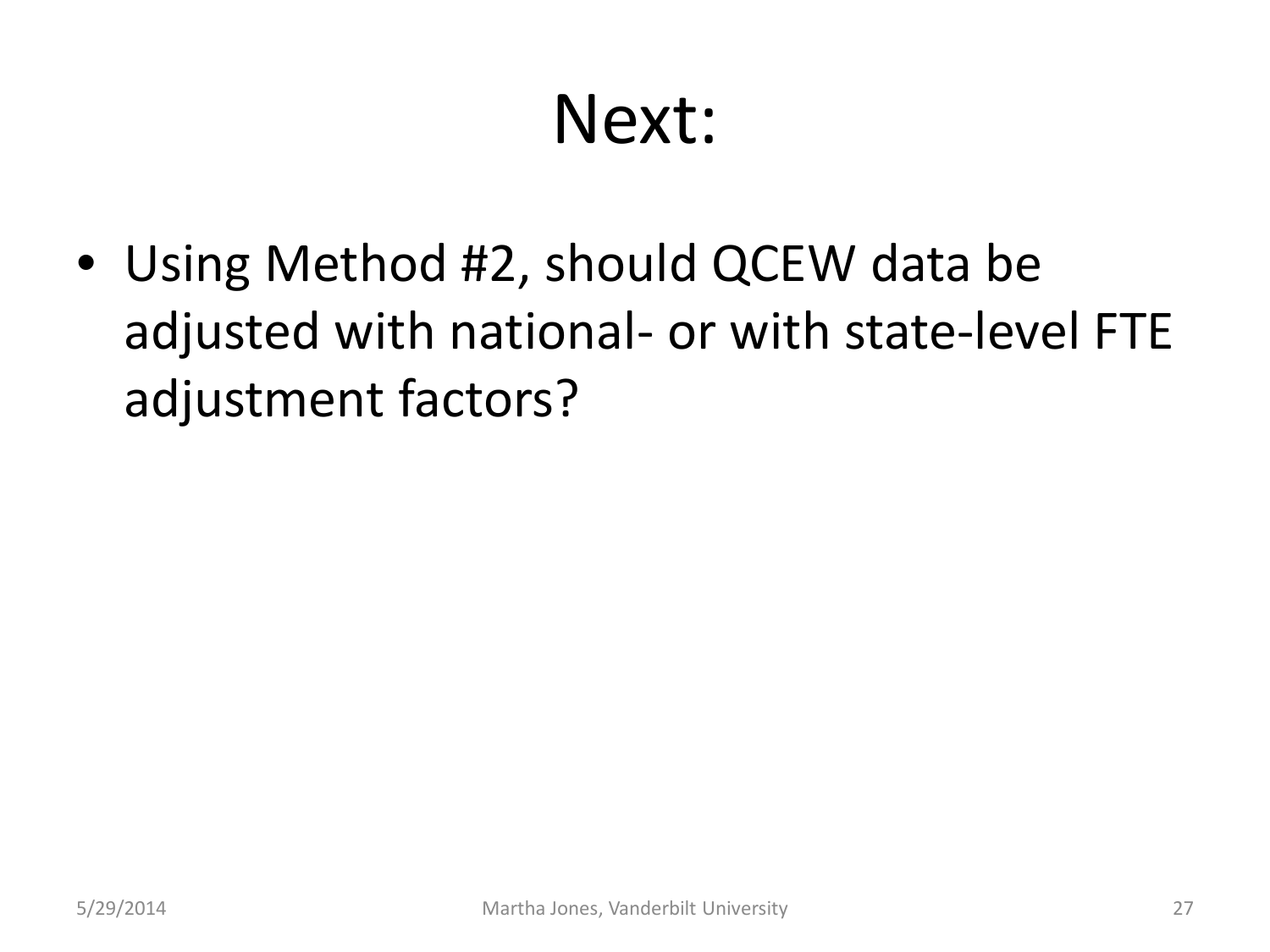# Next:

- Using Method #2, should QCEW data be adjusted with national- or with state-level FTE adjustment factors?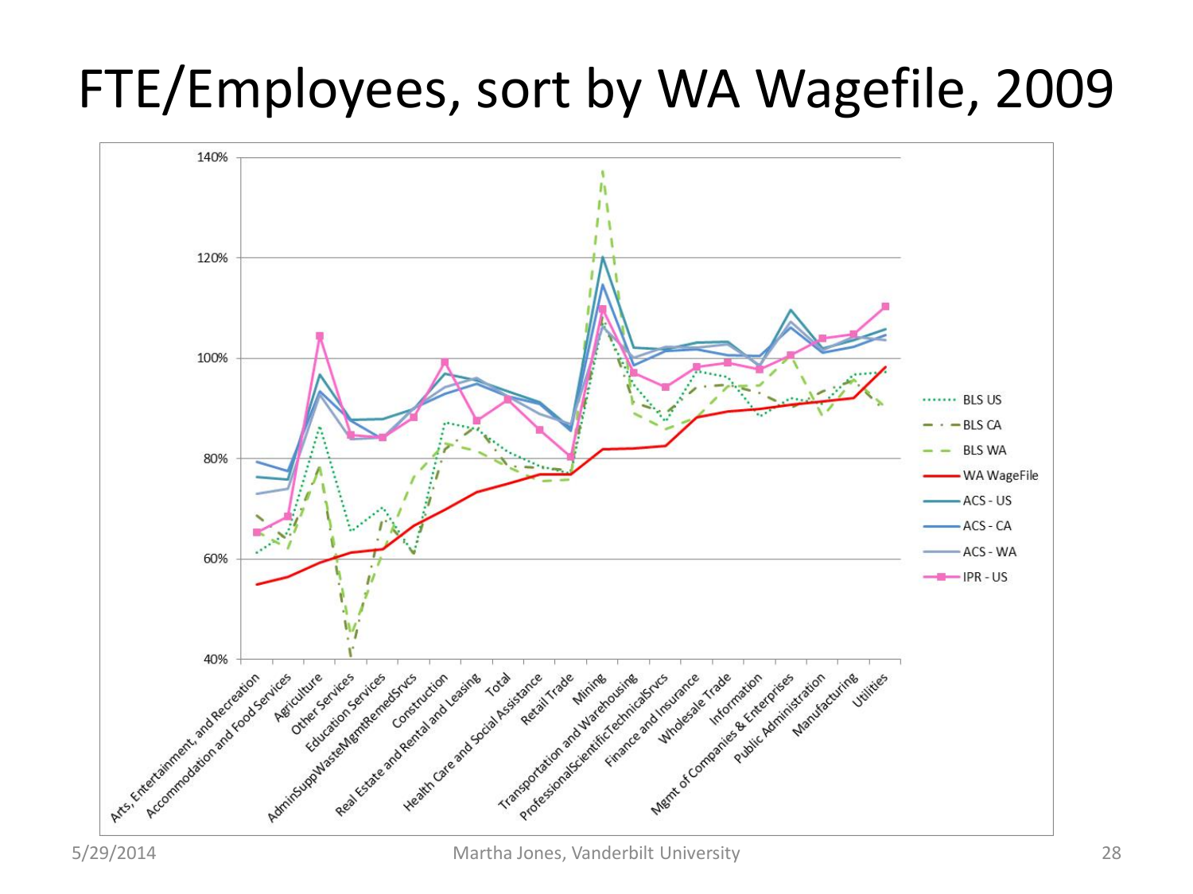# FTE/Employees, sort by WA Wagefile, 2009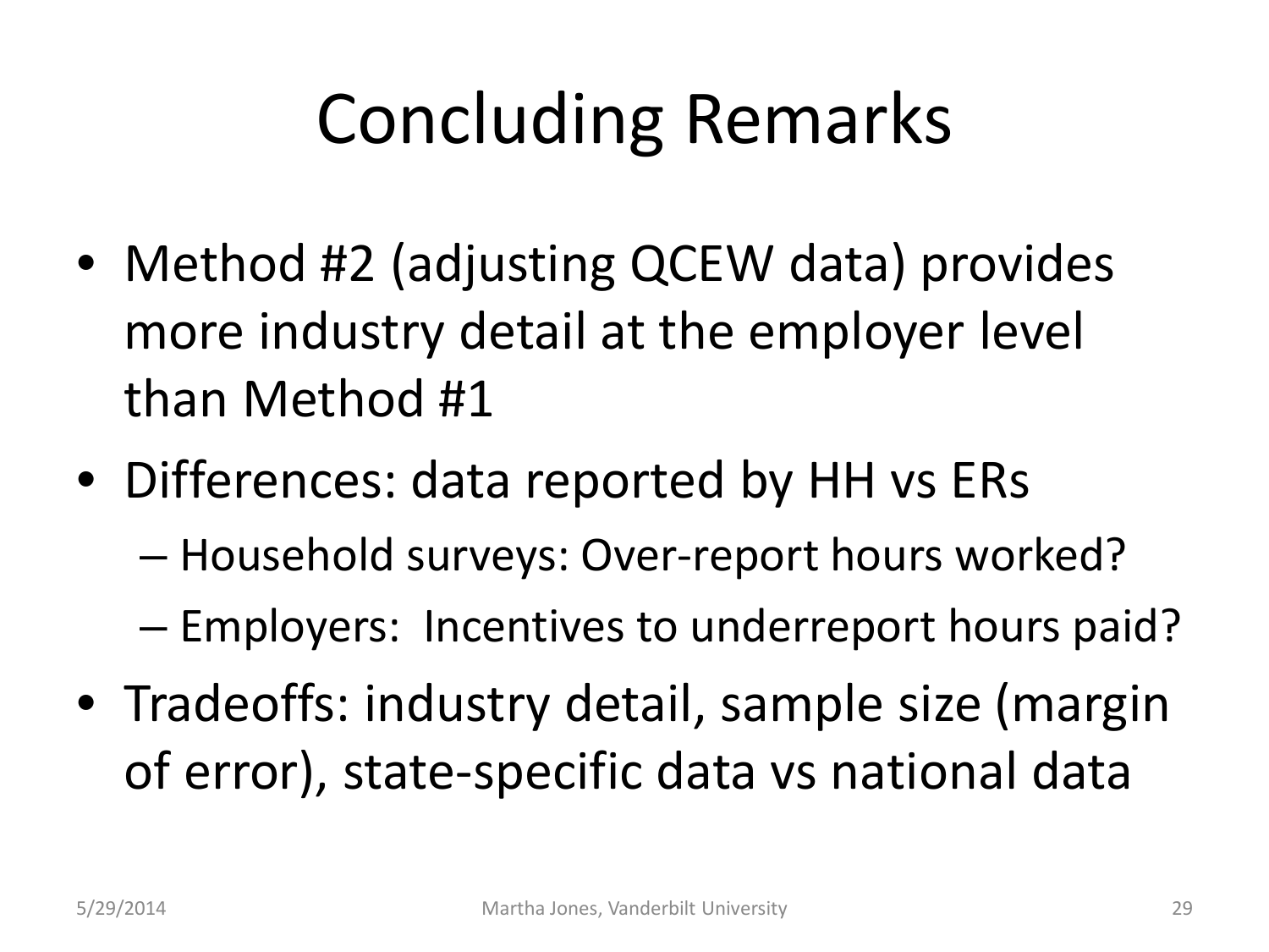# Concluding Remarks

- Method #2 (adjusting QCEW data) provides more industry detail at the employer level than Method #1
- Differences: data reported by HH vs ERs
  - Household surveys: Over-report hours worked?
  - Employers: Incentives to underreport hours paid?
- Tradeoffs: industry detail, sample size (margin of error), state-specific data vs national data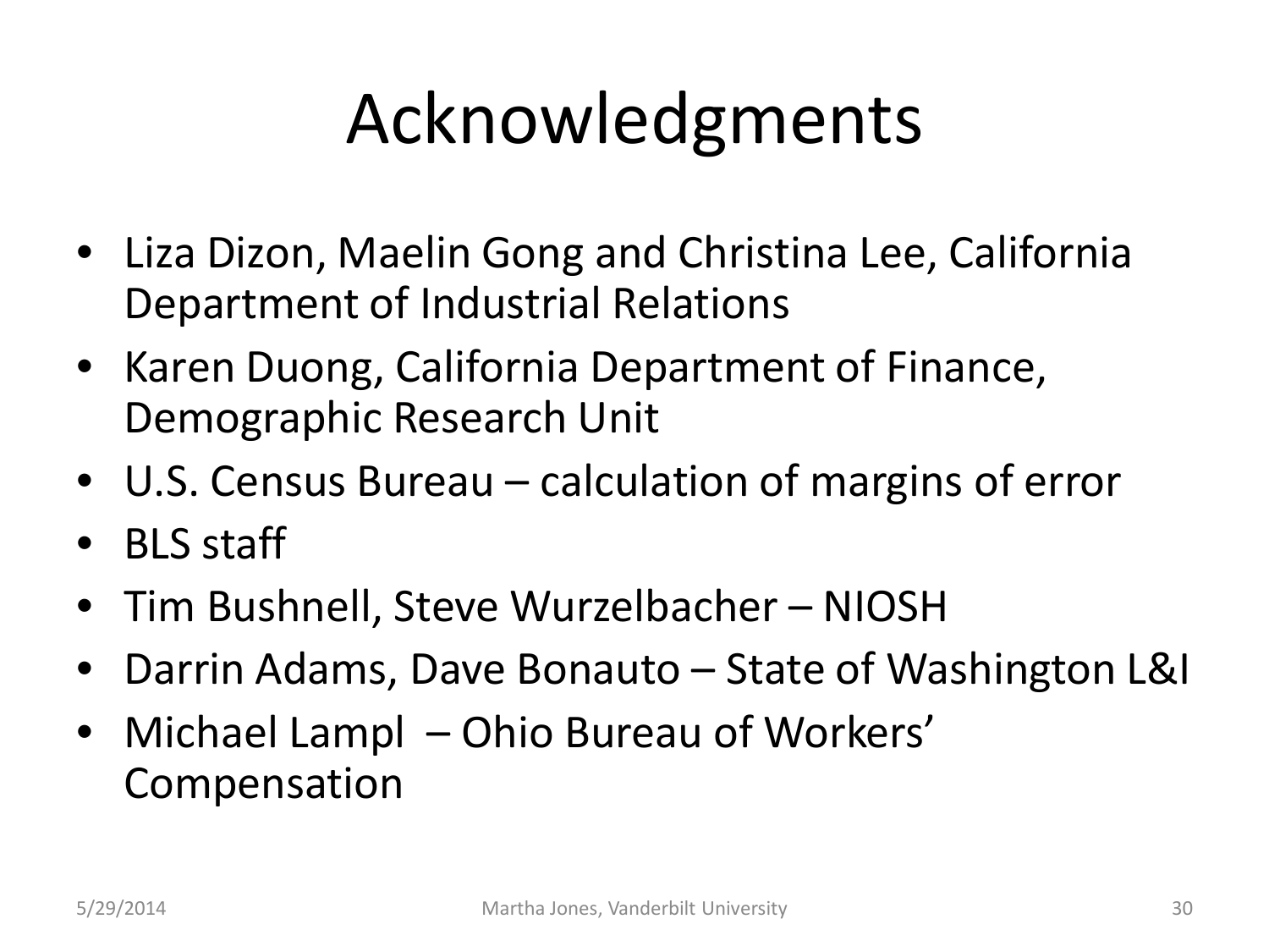# Acknowledgments

- Liza Dizon, Maelin Gong and Christina Lee, California Department of Industrial Relations
- Karen Duong, California Department of Finance, Demographic Research Unit
- U.S. Census Bureau – calculation of margins of error
- BLS staff
- Tim Bushnell, Steve Wurzelbacher – NIOSH
- Darrin Adams, Dave Bonauto – State of Washington L&I
- Michael Lampl – Ohio Bureau of Workers' Compensation